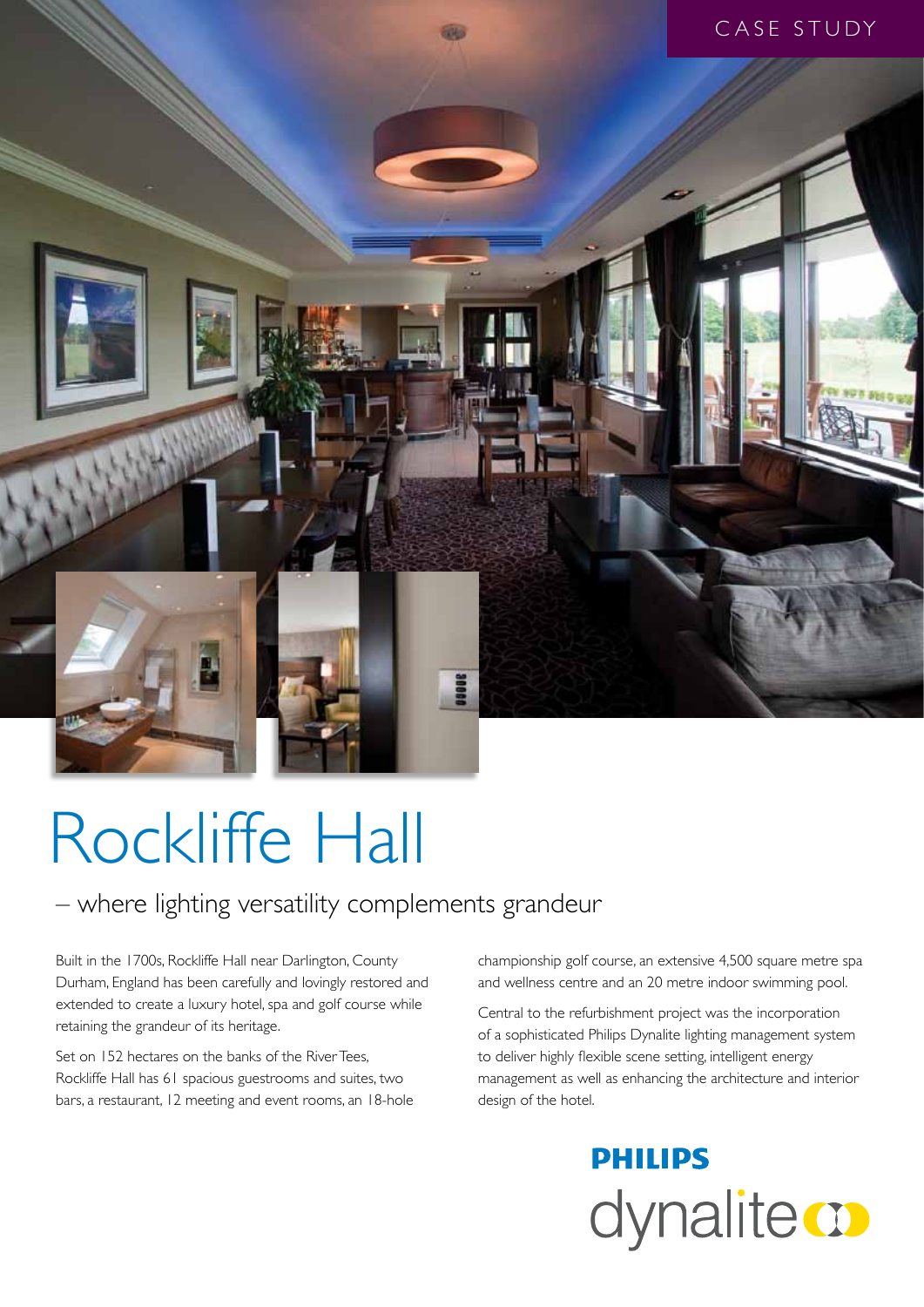CASE STUDY

# Rockliffe Hall

## – where lighting versatility complements grandeur

Built in the 1700s, Rockliffe Hall near Darlington, County Durham, England has been carefully and lovingly restored and extended to create a luxury hotel, spa and golf course while retaining the grandeur of its heritage.

Set on 152 hectares on the banks of the River Tees, Rockliffe Hall has 61 spacious guestrooms and suites, two bars, a restaurant, 12 meeting and event rooms, an 18-hole championship golf course, an extensive 4,500 square metre spa and wellness centre and an 20 metre indoor swimming pool.

Central to the refurbishment project was the incorporation of a sophisticated Philips Dynalite lighting management system to deliver highly flexible scene setting, intelligent energy management as well as enhancing the architecture and interior design of the hotel.

PHILIPS
dynalite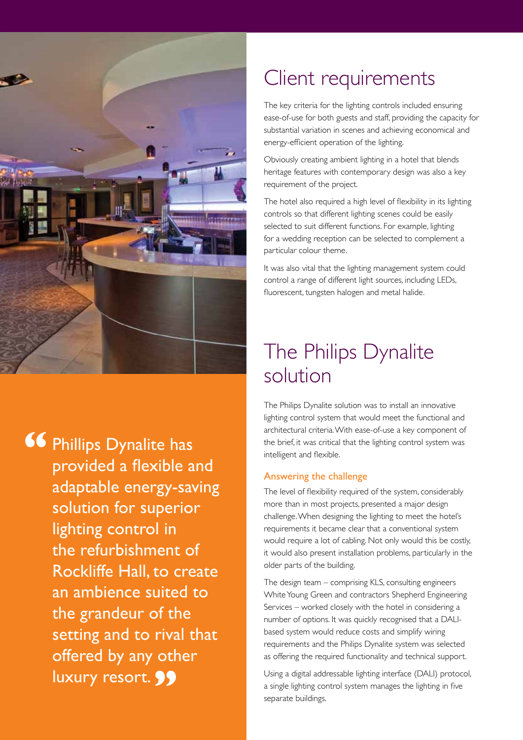> "Phillips Dynalite has provided a flexible and adaptable energy-saving solution for superior lighting control in the refurbishment of Rockliffe Hall, to create an ambience suited to the grandeur of the setting and to rival that offered by any other luxury resort."

## Client requirements

The key criteria for the lighting controls included ensuring ease-of-use for both guests and staff, providing the capacity for substantial variation in scenes and achieving economical and energy-efficient operation of the lighting.

Obviously creating ambient lighting in a hotel that blends heritage features with contemporary design was also a key requirement of the project.

The hotel also required a high level of flexibility in its lighting controls so that different lighting scenes could be easily selected to suit different functions. For example, lighting for a wedding reception can be selected to complement a particular colour theme.

It was also vital that the lighting management system could control a range of different light sources, including LEDs, fluorescent, tungsten halogen and metal halide.

## The Philips Dynalite solution

The Philips Dynalite solution was to install an innovative lighting control system that would meet the functional and architectural criteria. With ease-of-use a key component of the brief, it was critical that the lighting control system was intelligent and flexible.

### Answering the challenge

The level of flexibility required of the system, considerably more than in most projects, presented a major design challenge. When designing the lighting to meet the hotel's requirements it became clear that a conventional system would require a lot of cabling. Not only would this be costly, it would also present installation problems, particularly in the older parts of the building.

The design team – comprising KLS, consulting engineers White Young Green and contractors Shepherd Engineering Services – worked closely with the hotel in considering a number of options. It was quickly recognised that a DALI-based system would reduce costs and simplify wiring requirements and the Philips Dynalite system was selected as offering the required functionality and technical support.

Using a digital addressable lighting interface (DALI) protocol, a single lighting control system manages the lighting in five separate buildings.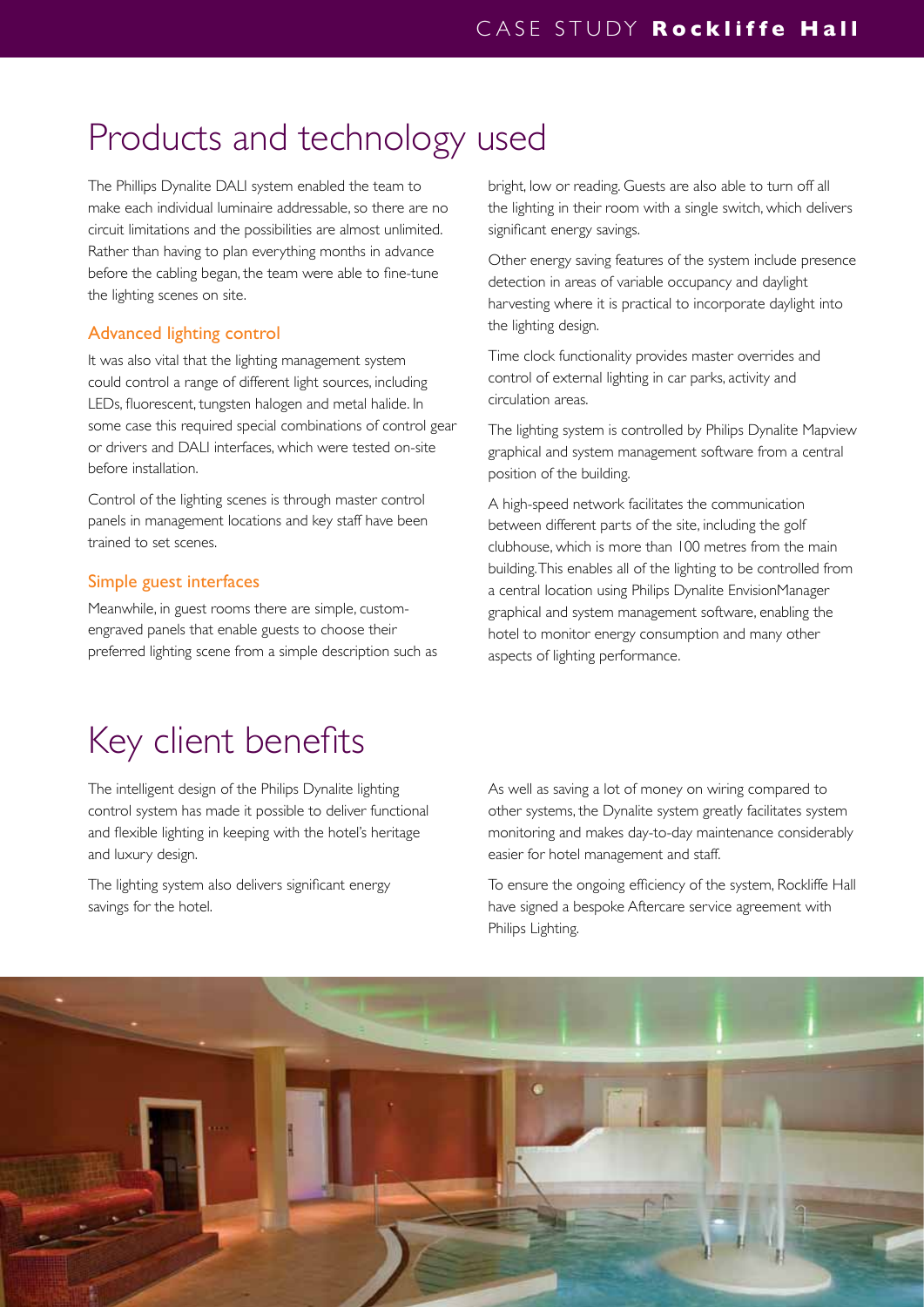# Products and technology used

The Phillips Dynalite DALI system enabled the team to make each individual luminaire addressable, so there are no circuit limitations and the possibilities are almost unlimited. Rather than having to plan everything months in advance before the cabling began, the team were able to fine-tune the lighting scenes on site.

### Advanced lighting control

It was also vital that the lighting management system could control a range of different light sources, including LEDs, fluorescent, tungsten halogen and metal halide. In some case this required special combinations of control gear or drivers and DALI interfaces, which were tested on-site before installation.

Control of the lighting scenes is through master control panels in management locations and key staff have been trained to set scenes.

### Simple guest interfaces

Meanwhile, in guest rooms there are simple, custom-engraved panels that enable guests to choose their preferred lighting scene from a simple description such as bright, low or reading. Guests are also able to turn off all the lighting in their room with a single switch, which delivers significant energy savings.

Other energy saving features of the system include presence detection in areas of variable occupancy and daylight harvesting where it is practical to incorporate daylight into the lighting design.

Time clock functionality provides master overrides and control of external lighting in car parks, activity and circulation areas.

The lighting system is controlled by Philips Dynalite Mapview graphical and system management software from a central position of the building.

A high-speed network facilitates the communication between different parts of the site, including the golf clubhouse, which is more than 100 metres from the main building. This enables all of the lighting to be controlled from a central location using Philips Dynalite EnvisionManager graphical and system management software, enabling the hotel to monitor energy consumption and many other aspects of lighting performance.

# Key client benefits

The intelligent design of the Philips Dynalite lighting control system has made it possible to deliver functional and flexible lighting in keeping with the hotel's heritage and luxury design.

The lighting system also delivers significant energy savings for the hotel.

As well as saving a lot of money on wiring compared to other systems, the Dynalite system greatly facilitates system monitoring and makes day-to-day maintenance considerably easier for hotel management and staff.

To ensure the ongoing efficiency of the system, Rockliffe Hall have signed a bespoke Aftercare service agreement with Philips Lighting.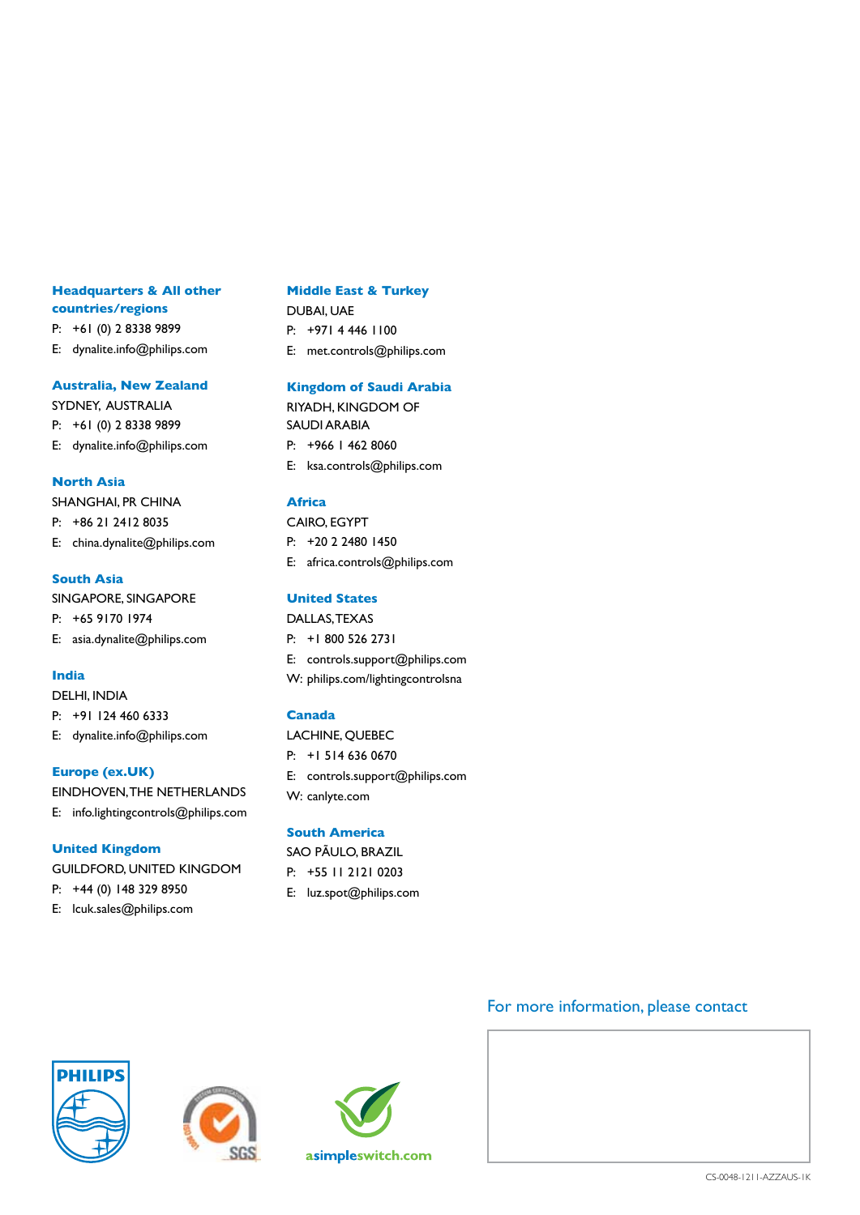**Headquarters & All other countries/regions**
P: +61 (0) 2 8338 9899
E: dynalite.info@philips.com

**Australia, New Zealand**
SYDNEY, AUSTRALIA
P: +61 (0) 2 8338 9899
E: dynalite.info@philips.com

**North Asia**
SHANGHAI, PR CHINA
P: +86 21 2412 8035
E: china.dynalite@philips.com

**South Asia**
SINGAPORE, SINGAPORE
P: +65 9170 1974
E: asia.dynalite@philips.com

**India**
DELHI, INDIA
P: +91 124 460 6333
E: dynalite.info@philips.com

**Europe (ex.UK)**
EINDHOVEN, THE NETHERLANDS
E: info.lightingcontrols@philips.com

**United Kingdom**
GUILDFORD, UNITED KINGDOM
P: +44 (0) 148 329 8950
E: lcuk.sales@philips.com

**Middle East & Turkey**
DUBAI, UAE
P: +971 4 446 1100
E: met.controls@philips.com

**Kingdom of Saudi Arabia**
RIYADH, KINGDOM OF SAUDI ARABIA
P: +966 1 462 8060
E: ksa.controls@philips.com

**Africa**
CAIRO, EGYPT
P: +20 2 2480 1450
E: africa.controls@philips.com

**United States**
DALLAS, TEXAS
P: +1 800 526 2731
E: controls.support@philips.com
W: philips.com/lightingcontrolsna

**Canada**
LACHINE, QUEBEC
P: +1 514 636 0670
E: controls.support@philips.com
W: canlyte.com

**South America**
SAO PÃULO, BRAZIL
P: +55 11 2121 0203
E: luz.spot@philips.com

For more information, please contact

PHILIPS

asimpleswitch.com

CS-0048-1211-AZZAUS-1K